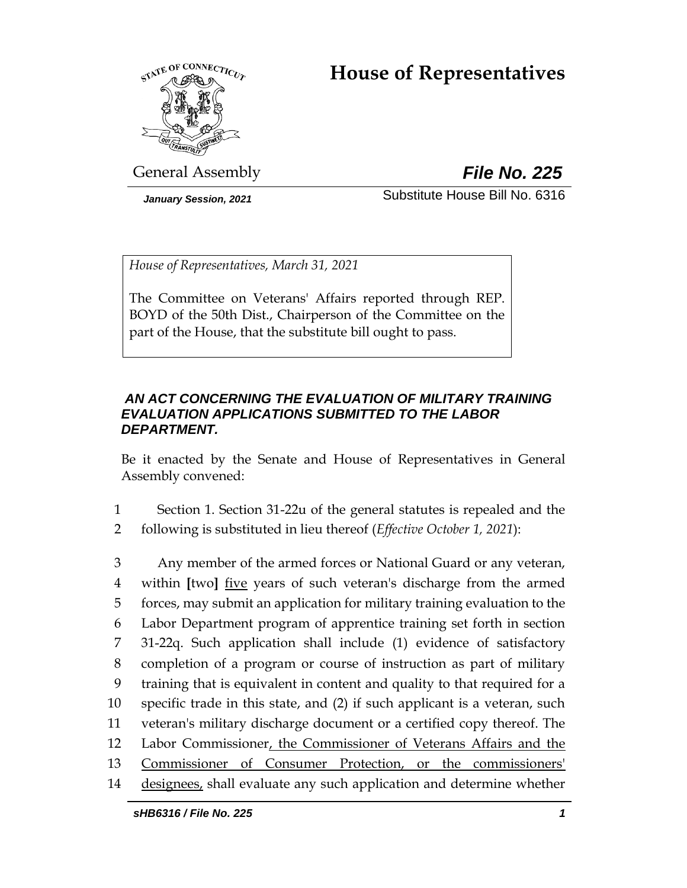# House of Representatives

General Assembly

***File No. 225***

*January Session, 2021*

Substitute House Bill No. 6316

*House of Representatives, March 31, 2021*

The Committee on Veterans' Affairs reported through REP. BOYD of the 50th Dist., Chairperson of the Committee on the part of the House, that the substitute bill ought to pass.

***AN ACT CONCERNING THE EVALUATION OF MILITARY TRAINING EVALUATION APPLICATIONS SUBMITTED TO THE LABOR DEPARTMENT.***

Be it enacted by the Senate and House of Representatives in General Assembly convened:

1 Section 1. Section 31-22u of the general statutes is repealed and the
2 following is substituted in lieu thereof (*Effective October 1, 2021*):

3 Any member of the armed forces or National Guard or any veteran,
4 within [two] <u>five</u> years of such veteran's discharge from the armed
5 forces, may submit an application for military training evaluation to the
6 Labor Department program of apprentice training set forth in section
7 31-22q. Such application shall include (1) evidence of satisfactory
8 completion of a program or course of instruction as part of military
9 training that is equivalent in content and quality to that required for a
10 specific trade in this state, and (2) if such applicant is a veteran, such
11 veteran's military discharge document or a certified copy thereof. The
12 Labor Commissioner<u>, the Commissioner of Veterans Affairs and the</u>
13 <u>Commissioner of Consumer Protection, or the commissioners'</u>
14 <u>designees,</u> shall evaluate any such application and determine whether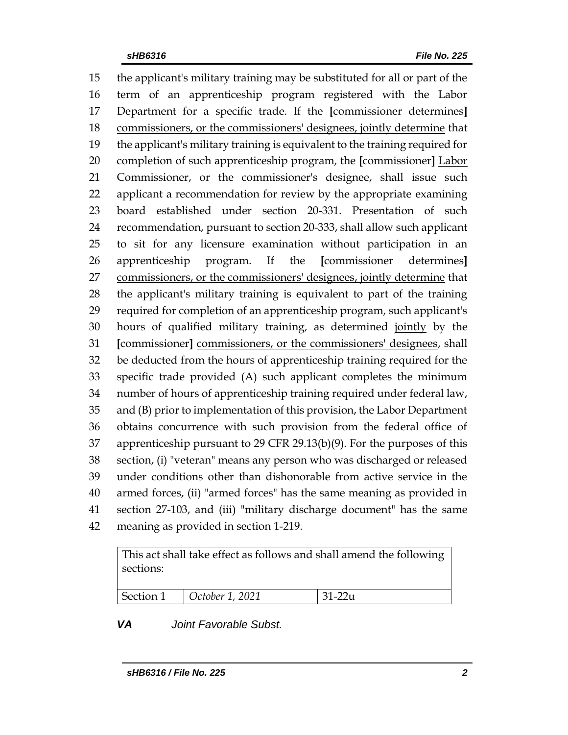the applicant's military training may be substituted for all or part of the term of an apprenticeship program registered with the Labor Department for a specific trade. If the [commissioner determines] commissioners, or the commissioners' designees, jointly determine that the applicant's military training is equivalent to the training required for completion of such apprenticeship program, the [commissioner] Labor Commissioner, or the commissioner's designee, shall issue such applicant a recommendation for review by the appropriate examining board established under section 20-331. Presentation of such recommendation, pursuant to section 20-333, shall allow such applicant to sit for any licensure examination without participation in an apprenticeship program. If the [commissioner determines] commissioners, or the commissioners' designees, jointly determine that the applicant's military training is equivalent to part of the training required for completion of an apprenticeship program, such applicant's hours of qualified military training, as determined jointly by the [commissioner] commissioners, or the commissioners' designees, shall be deducted from the hours of apprenticeship training required for the specific trade provided (A) such applicant completes the minimum number of hours of apprenticeship training required under federal law, and (B) prior to implementation of this provision, the Labor Department obtains concurrence with such provision from the federal office of apprenticeship pursuant to 29 CFR 29.13(b)(9). For the purposes of this section, (i) "veteran" means any person who was discharged or released under conditions other than dishonorable from active service in the armed forces, (ii) "armed forces" has the same meaning as provided in section 27-103, and (iii) "military discharge document" has the same meaning as provided in section 1-219.

| This act shall take effect as follows and shall amend the following sections: | | |
|---|---|---|
| Section 1 | *October 1, 2021* | 31-22u |

***VA*** *Joint Favorable Subst.*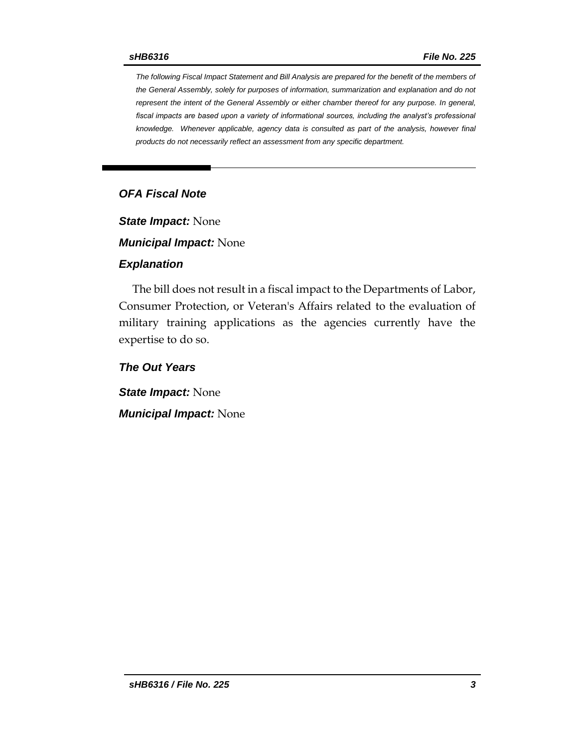*The following Fiscal Impact Statement and Bill Analysis are prepared for the benefit of the members of the General Assembly, solely for purposes of information, summarization and explanation and do not represent the intent of the General Assembly or either chamber thereof for any purpose. In general, fiscal impacts are based upon a variety of informational sources, including the analyst's professional knowledge. Whenever applicable, agency data is consulted as part of the analysis, however final products do not necessarily reflect an assessment from any specific department.*

## *OFA Fiscal Note*

***State Impact:*** None

***Municipal Impact:*** None

### *Explanation*

The bill does not result in a fiscal impact to the Departments of Labor, Consumer Protection, or Veteran's Affairs related to the evaluation of military training applications as the agencies currently have the expertise to do so.

### *The Out Years*

***State Impact:*** None

***Municipal Impact:*** None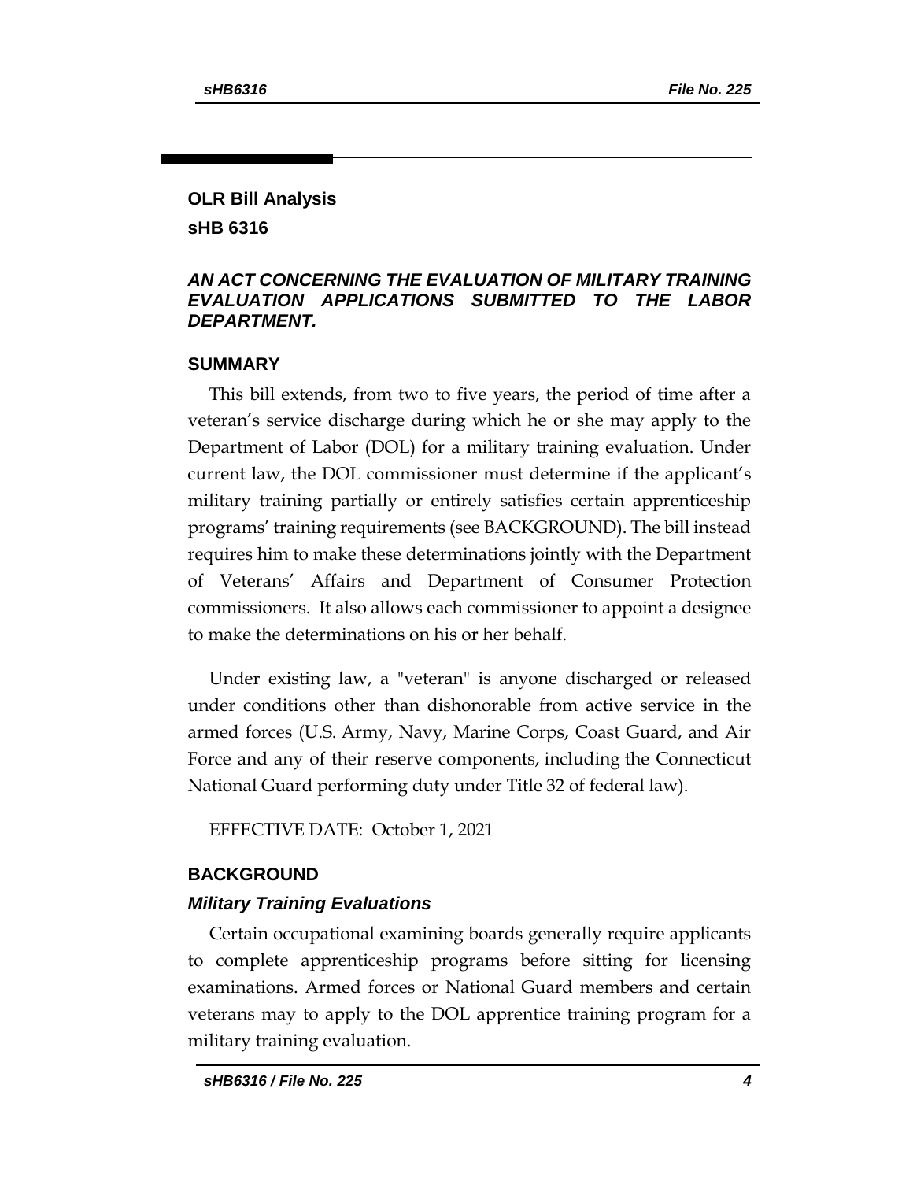## OLR Bill Analysis

## sHB 6316

### *AN ACT CONCERNING THE EVALUATION OF MILITARY TRAINING EVALUATION APPLICATIONS SUBMITTED TO THE LABOR DEPARTMENT.*

### SUMMARY

This bill extends, from two to five years, the period of time after a veteran's service discharge during which he or she may apply to the Department of Labor (DOL) for a military training evaluation. Under current law, the DOL commissioner must determine if the applicant's military training partially or entirely satisfies certain apprenticeship programs' training requirements (see BACKGROUND). The bill instead requires him to make these determinations jointly with the Department of Veterans' Affairs and Department of Consumer Protection commissioners. It also allows each commissioner to appoint a designee to make the determinations on his or her behalf.

Under existing law, a "veteran" is anyone discharged or released under conditions other than dishonorable from active service in the armed forces (U.S. Army, Navy, Marine Corps, Coast Guard, and Air Force and any of their reserve components, including the Connecticut National Guard performing duty under Title 32 of federal law).

EFFECTIVE DATE: October 1, 2021

### BACKGROUND

#### *Military Training Evaluations*

Certain occupational examining boards generally require applicants to complete apprenticeship programs before sitting for licensing examinations. Armed forces or National Guard members and certain veterans may to apply to the DOL apprentice training program for a military training evaluation.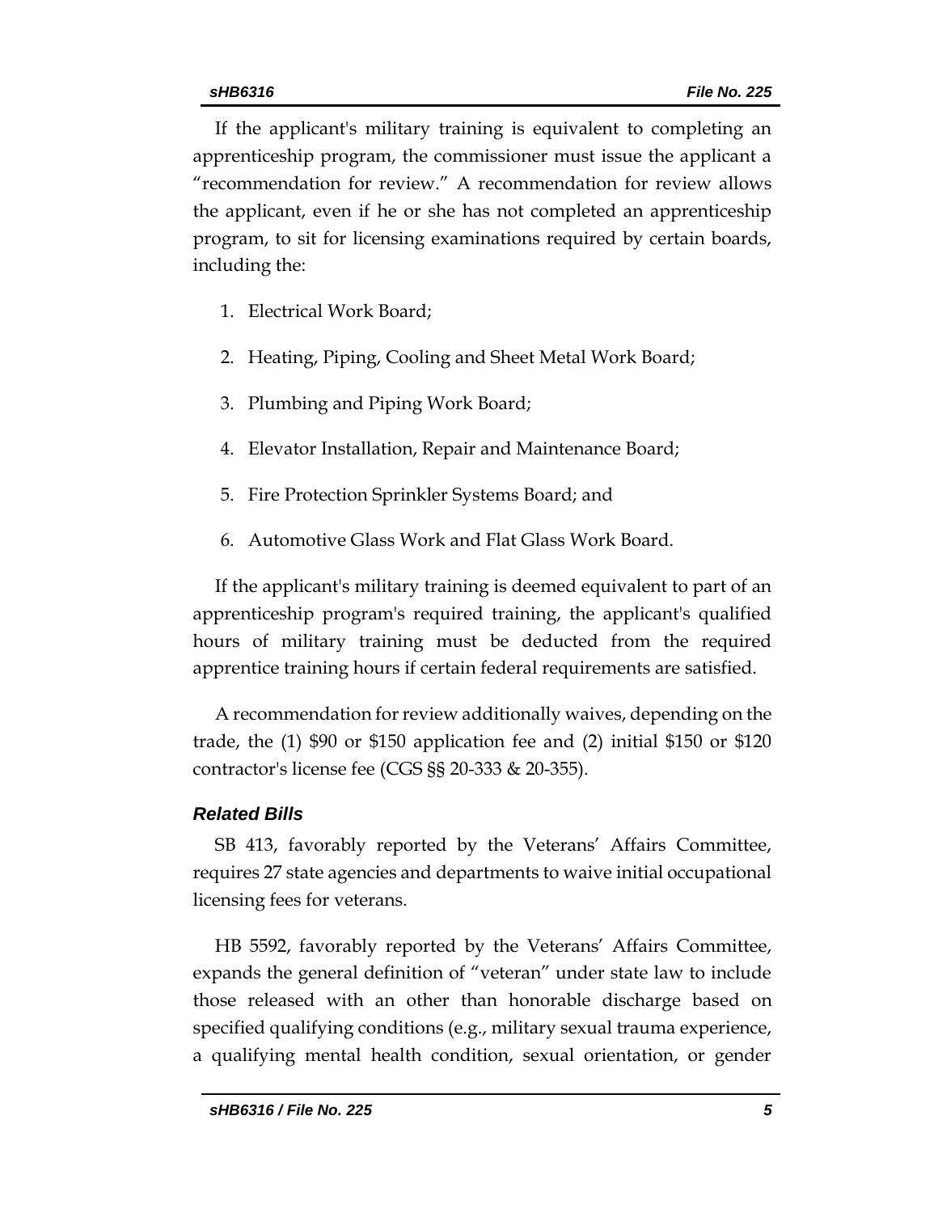If the applicant's military training is equivalent to completing an apprenticeship program, the commissioner must issue the applicant a "recommendation for review." A recommendation for review allows the applicant, even if he or she has not completed an apprenticeship program, to sit for licensing examinations required by certain boards, including the:

1. Electrical Work Board;
2. Heating, Piping, Cooling and Sheet Metal Work Board;
3. Plumbing and Piping Work Board;
4. Elevator Installation, Repair and Maintenance Board;
5. Fire Protection Sprinkler Systems Board; and
6. Automotive Glass Work and Flat Glass Work Board.

If the applicant's military training is deemed equivalent to part of an apprenticeship program's required training, the applicant's qualified hours of military training must be deducted from the required apprentice training hours if certain federal requirements are satisfied.

A recommendation for review additionally waives, depending on the trade, the (1) $90 or $150 application fee and (2) initial $150 or $120 contractor's license fee (CGS §§ 20-333 & 20-355).

### *Related Bills*

SB 413, favorably reported by the Veterans' Affairs Committee, requires 27 state agencies and departments to waive initial occupational licensing fees for veterans.

HB 5592, favorably reported by the Veterans' Affairs Committee, expands the general definition of "veteran" under state law to include those released with an other than honorable discharge based on specified qualifying conditions (e.g., military sexual trauma experience, a qualifying mental health condition, sexual orientation, or gender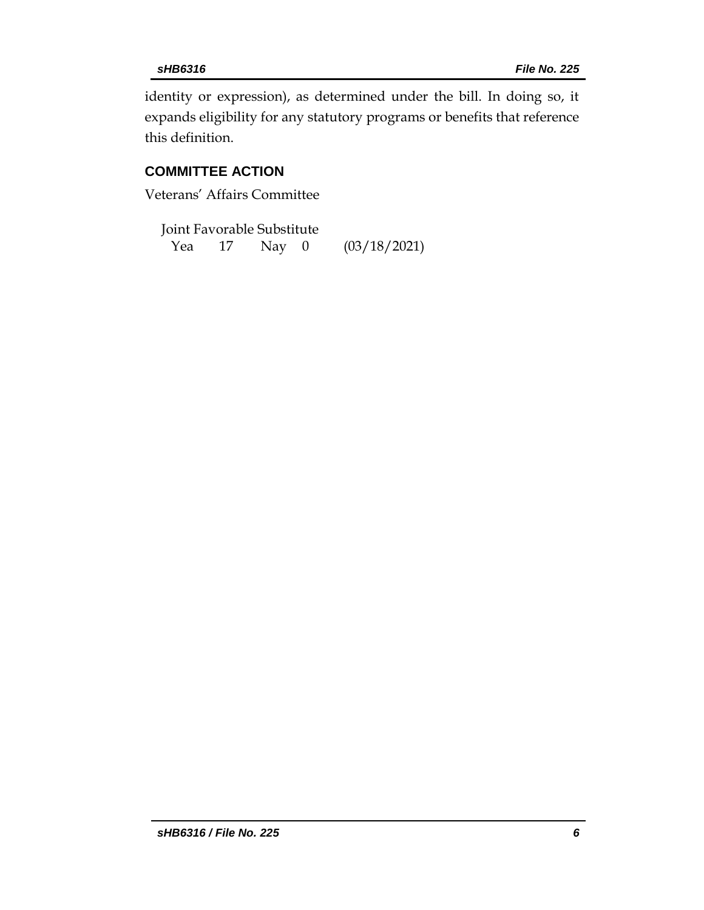identity or expression), as determined under the bill. In doing so, it expands eligibility for any statutory programs or benefits that reference this definition.

## COMMITTEE ACTION

Veterans' Affairs Committee

Joint Favorable Substitute
Yea 17 Nay 0 (03/18/2021)